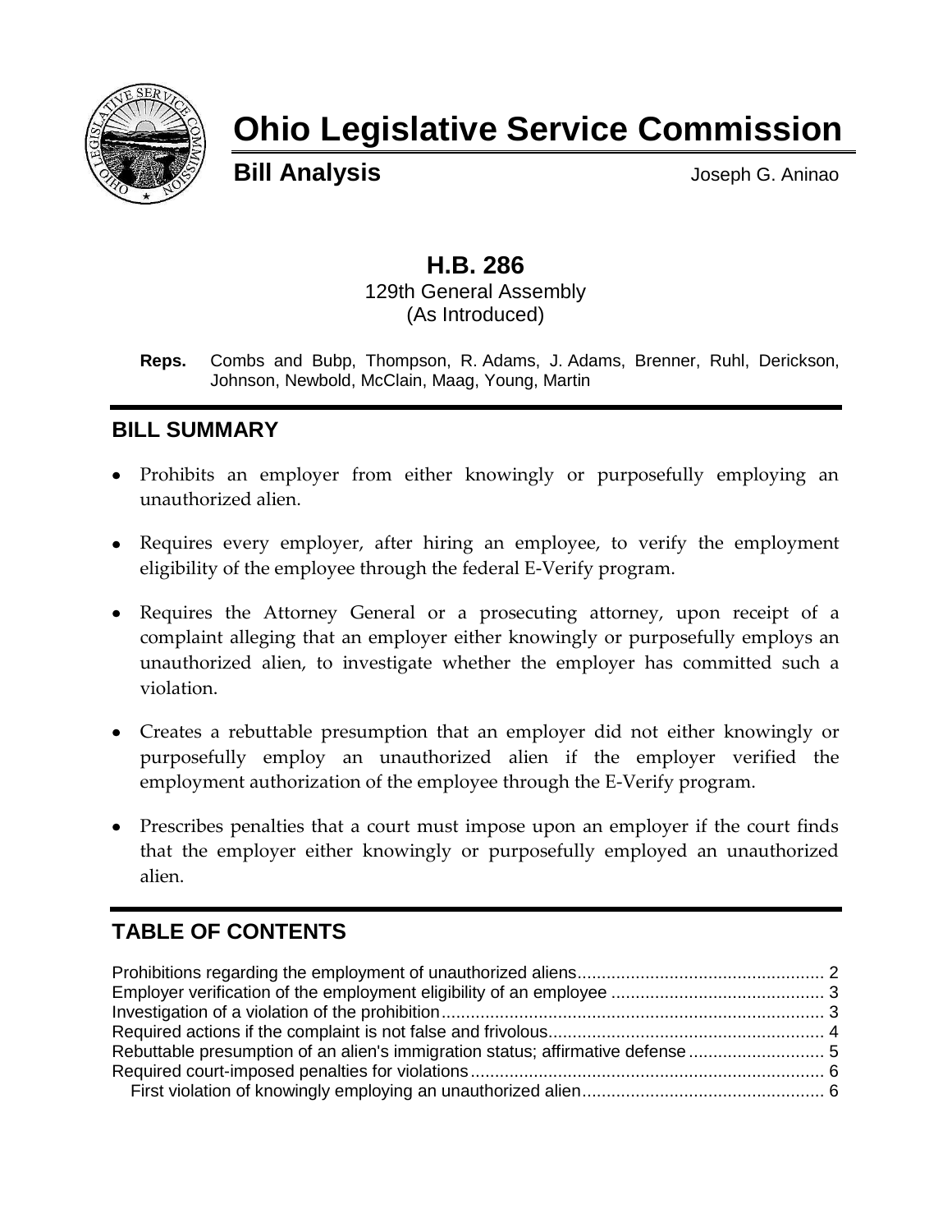# Ohio Legislative Service Commission

**Bill Analysis** Joseph G. Aninao

## H.B. 286

129th General Assembly
(As Introduced)

**Reps.** Combs and Bubp, Thompson, R. Adams, J. Adams, Brenner, Ruhl, Derickson, Johnson, Newbold, McClain, Maag, Young, Martin

## BILL SUMMARY

- Prohibits an employer from either knowingly or purposefully employing an unauthorized alien.
- Requires every employer, after hiring an employee, to verify the employment eligibility of the employee through the federal E-Verify program.
- Requires the Attorney General or a prosecuting attorney, upon receipt of a complaint alleging that an employer either knowingly or purposefully employs an unauthorized alien, to investigate whether the employer has committed such a violation.
- Creates a rebuttable presumption that an employer did not either knowingly or purposefully employ an unauthorized alien if the employer verified the employment authorization of the employee through the E-Verify program.
- Prescribes penalties that a court must impose upon an employer if the court finds that the employer either knowingly or purposefully employed an unauthorized alien.

## TABLE OF CONTENTS

Prohibitions regarding the employment of unauthorized aliens .................................................. 2
Employer verification of the employment eligibility of an employee ........................................... 3
Investigation of a violation of the prohibition ............................................................................. 3
Required actions if the complaint is not false and frivolous ....................................................... 4
Rebuttable presumption of an alien's immigration status; affirmative defense ........................... 5
Required court-imposed penalties for violations ........................................................................ 6
First violation of knowingly employing an unauthorized alien ................................................ 6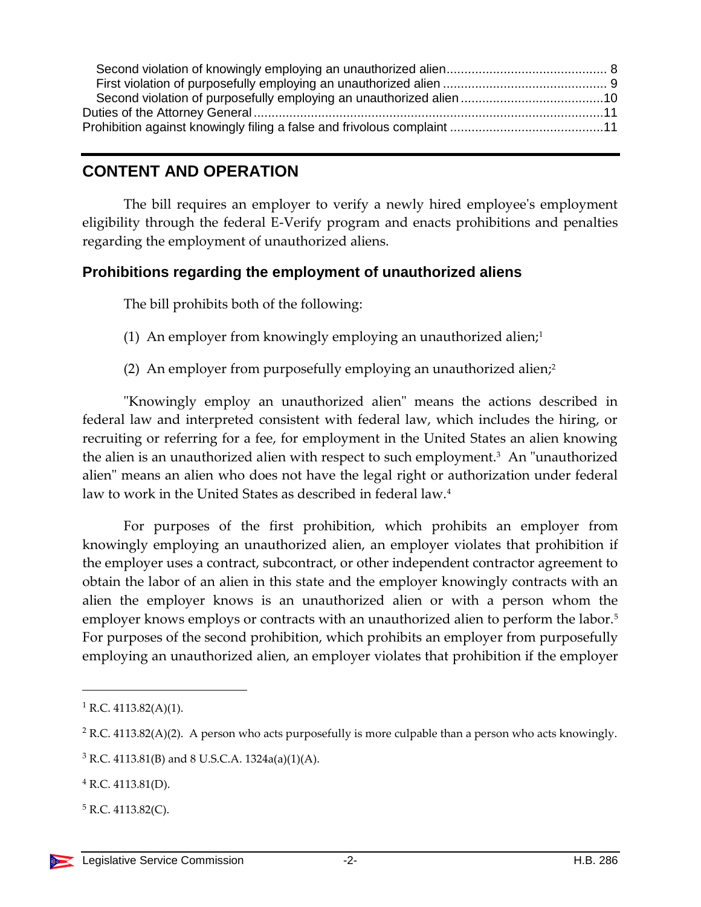Second violation of knowingly employing an unauthorized alien ............................................ 8
First violation of purposefully employing an unauthorized alien ............................................ 9
Second violation of purposefully employing an unauthorized alien .......................................10
Duties of the Attorney General ................................................................................................11
Prohibition against knowingly filing a false and frivolous complaint ..........................................11

## CONTENT AND OPERATION

The bill requires an employer to verify a newly hired employee's employment eligibility through the federal E-Verify program and enacts prohibitions and penalties regarding the employment of unauthorized aliens.

### Prohibitions regarding the employment of unauthorized aliens

The bill prohibits both of the following:

(1) An employer from knowingly employing an unauthorized alien;[1]

(2) An employer from purposefully employing an unauthorized alien;[2]

"Knowingly employ an unauthorized alien" means the actions described in federal law and interpreted consistent with federal law, which includes the hiring, or recruiting or referring for a fee, for employment in the United States an alien knowing the alien is an unauthorized alien with respect to such employment.[3] An "unauthorized alien" means an alien who does not have the legal right or authorization under federal law to work in the United States as described in federal law.[4]

For purposes of the first prohibition, which prohibits an employer from knowingly employing an unauthorized alien, an employer violates that prohibition if the employer uses a contract, subcontract, or other independent contractor agreement to obtain the labor of an alien in this state and the employer knowingly contracts with an alien the employer knows is an unauthorized alien or with a person whom the employer knows employs or contracts with an unauthorized alien to perform the labor.[5] For purposes of the second prohibition, which prohibits an employer from purposefully employing an unauthorized alien, an employer violates that prohibition if the employer

---

[1] R.C. 4113.82(A)(1).

[2] R.C. 4113.82(A)(2). A person who acts purposefully is more culpable than a person who acts knowingly.

[3] R.C. 4113.81(B) and 8 U.S.C.A. 1324a(a)(1)(A).

[4] R.C. 4113.81(D).

[5] R.C. 4113.82(C).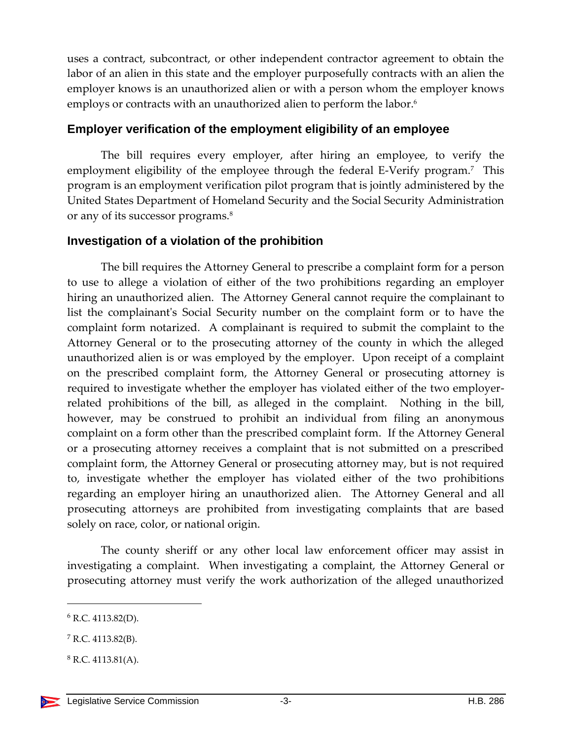uses a contract, subcontract, or other independent contractor agreement to obtain the labor of an alien in this state and the employer purposefully contracts with an alien the employer knows is an unauthorized alien or with a person whom the employer knows employs or contracts with an unauthorized alien to perform the labor.[6]

### Employer verification of the employment eligibility of an employee

The bill requires every employer, after hiring an employee, to verify the employment eligibility of the employee through the federal E-Verify program.[7] This program is an employment verification pilot program that is jointly administered by the United States Department of Homeland Security and the Social Security Administration or any of its successor programs.[8]

### Investigation of a violation of the prohibition

The bill requires the Attorney General to prescribe a complaint form for a person to use to allege a violation of either of the two prohibitions regarding an employer hiring an unauthorized alien. The Attorney General cannot require the complainant to list the complainant's Social Security number on the complaint form or to have the complaint form notarized. A complainant is required to submit the complaint to the Attorney General or to the prosecuting attorney of the county in which the alleged unauthorized alien is or was employed by the employer. Upon receipt of a complaint on the prescribed complaint form, the Attorney General or prosecuting attorney is required to investigate whether the employer has violated either of the two employer-related prohibitions of the bill, as alleged in the complaint. Nothing in the bill, however, may be construed to prohibit an individual from filing an anonymous complaint on a form other than the prescribed complaint form. If the Attorney General or a prosecuting attorney receives a complaint that is not submitted on a prescribed complaint form, the Attorney General or prosecuting attorney may, but is not required to, investigate whether the employer has violated either of the two prohibitions regarding an employer hiring an unauthorized alien. The Attorney General and all prosecuting attorneys are prohibited from investigating complaints that are based solely on race, color, or national origin.

The county sheriff or any other local law enforcement officer may assist in investigating a complaint. When investigating a complaint, the Attorney General or prosecuting attorney must verify the work authorization of the alleged unauthorized

---

[6] R.C. 4113.82(D).

[7] R.C. 4113.82(B).

[8] R.C. 4113.81(A).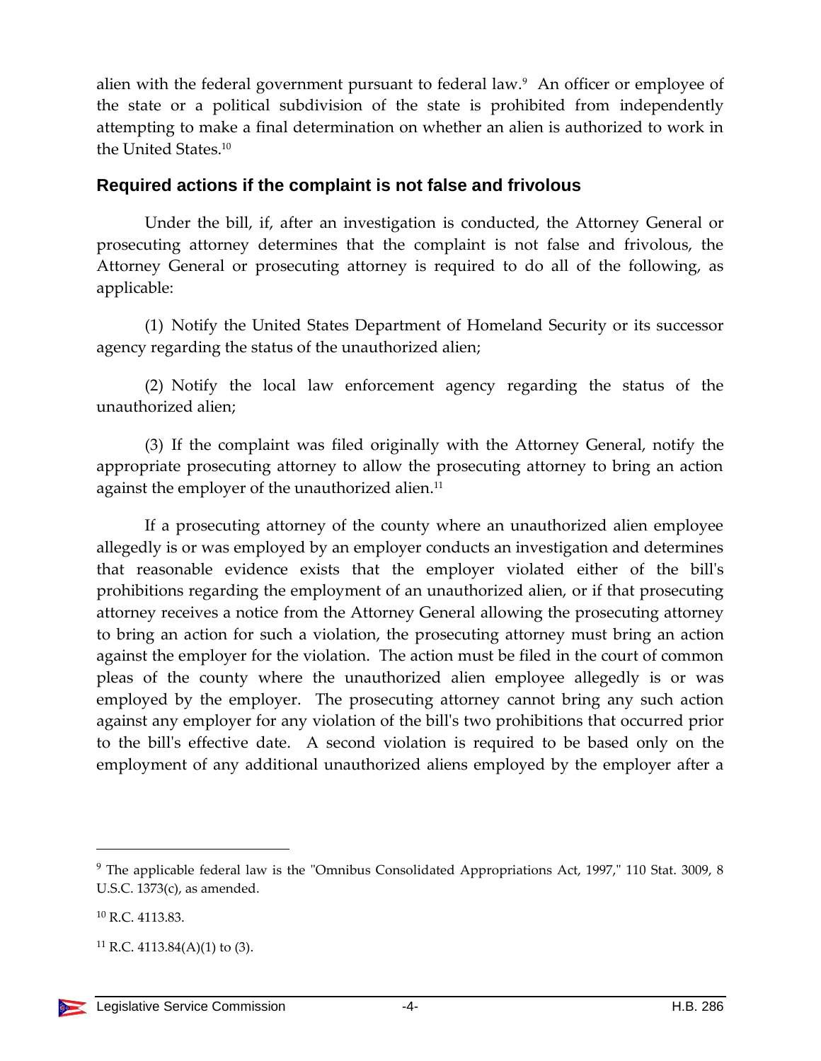alien with the federal government pursuant to federal law.[9] An officer or employee of the state or a political subdivision of the state is prohibited from independently attempting to make a final determination on whether an alien is authorized to work in the United States.[10]

### Required actions if the complaint is not false and frivolous

Under the bill, if, after an investigation is conducted, the Attorney General or prosecuting attorney determines that the complaint is not false and frivolous, the Attorney General or prosecuting attorney is required to do all of the following, as applicable:

(1) Notify the United States Department of Homeland Security or its successor agency regarding the status of the unauthorized alien;

(2) Notify the local law enforcement agency regarding the status of the unauthorized alien;

(3) If the complaint was filed originally with the Attorney General, notify the appropriate prosecuting attorney to allow the prosecuting attorney to bring an action against the employer of the unauthorized alien.[11]

If a prosecuting attorney of the county where an unauthorized alien employee allegedly is or was employed by an employer conducts an investigation and determines that reasonable evidence exists that the employer violated either of the bill's prohibitions regarding the employment of an unauthorized alien, or if that prosecuting attorney receives a notice from the Attorney General allowing the prosecuting attorney to bring an action for such a violation, the prosecuting attorney must bring an action against the employer for the violation. The action must be filed in the court of common pleas of the county where the unauthorized alien employee allegedly is or was employed by the employer. The prosecuting attorney cannot bring any such action against any employer for any violation of the bill's two prohibitions that occurred prior to the bill's effective date. A second violation is required to be based only on the employment of any additional unauthorized aliens employed by the employer after a

---

[9] The applicable federal law is the "Omnibus Consolidated Appropriations Act, 1997," 110 Stat. 3009, 8 U.S.C. 1373(c), as amended.

[10] R.C. 4113.83.

[11] R.C. 4113.84(A)(1) to (3).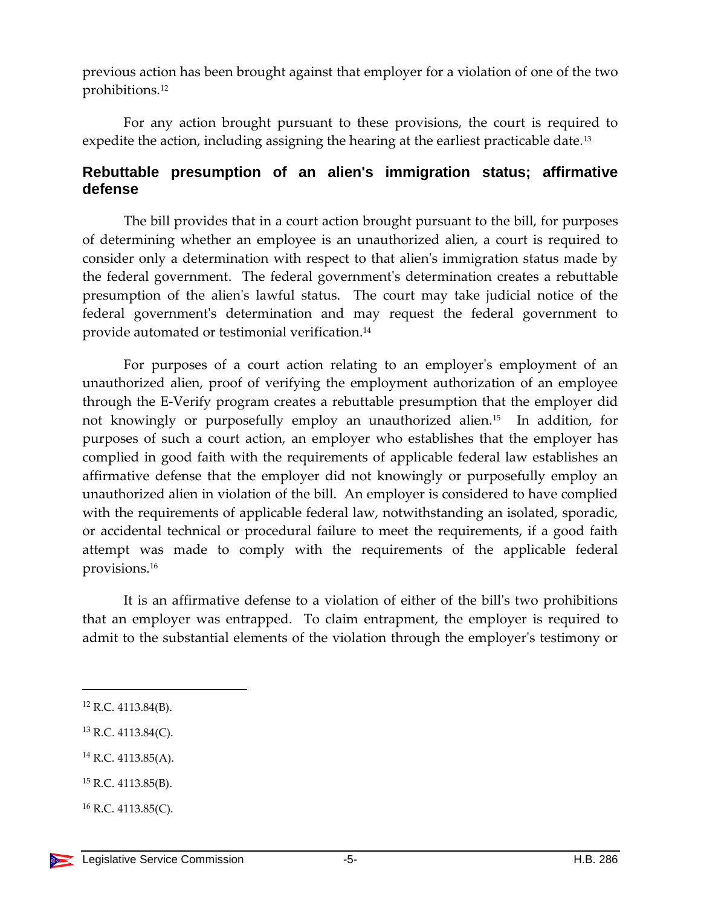previous action has been brought against that employer for a violation of one of the two prohibitions.[12]

For any action brought pursuant to these provisions, the court is required to expedite the action, including assigning the hearing at the earliest practicable date.[13]

## Rebuttable presumption of an alien's immigration status; affirmative defense

The bill provides that in a court action brought pursuant to the bill, for purposes of determining whether an employee is an unauthorized alien, a court is required to consider only a determination with respect to that alien's immigration status made by the federal government. The federal government's determination creates a rebuttable presumption of the alien's lawful status. The court may take judicial notice of the federal government's determination and may request the federal government to provide automated or testimonial verification.[14]

For purposes of a court action relating to an employer's employment of an unauthorized alien, proof of verifying the employment authorization of an employee through the E-Verify program creates a rebuttable presumption that the employer did not knowingly or purposefully employ an unauthorized alien.[15] In addition, for purposes of such a court action, an employer who establishes that the employer has complied in good faith with the requirements of applicable federal law establishes an affirmative defense that the employer did not knowingly or purposefully employ an unauthorized alien in violation of the bill. An employer is considered to have complied with the requirements of applicable federal law, notwithstanding an isolated, sporadic, or accidental technical or procedural failure to meet the requirements, if a good faith attempt was made to comply with the requirements of the applicable federal provisions.[16]

It is an affirmative defense to a violation of either of the bill's two prohibitions that an employer was entrapped. To claim entrapment, the employer is required to admit to the substantial elements of the violation through the employer's testimony or

---

[12] R.C. 4113.84(B).

[13] R.C. 4113.84(C).

[14] R.C. 4113.85(A).

[15] R.C. 4113.85(B).

[16] R.C. 4113.85(C).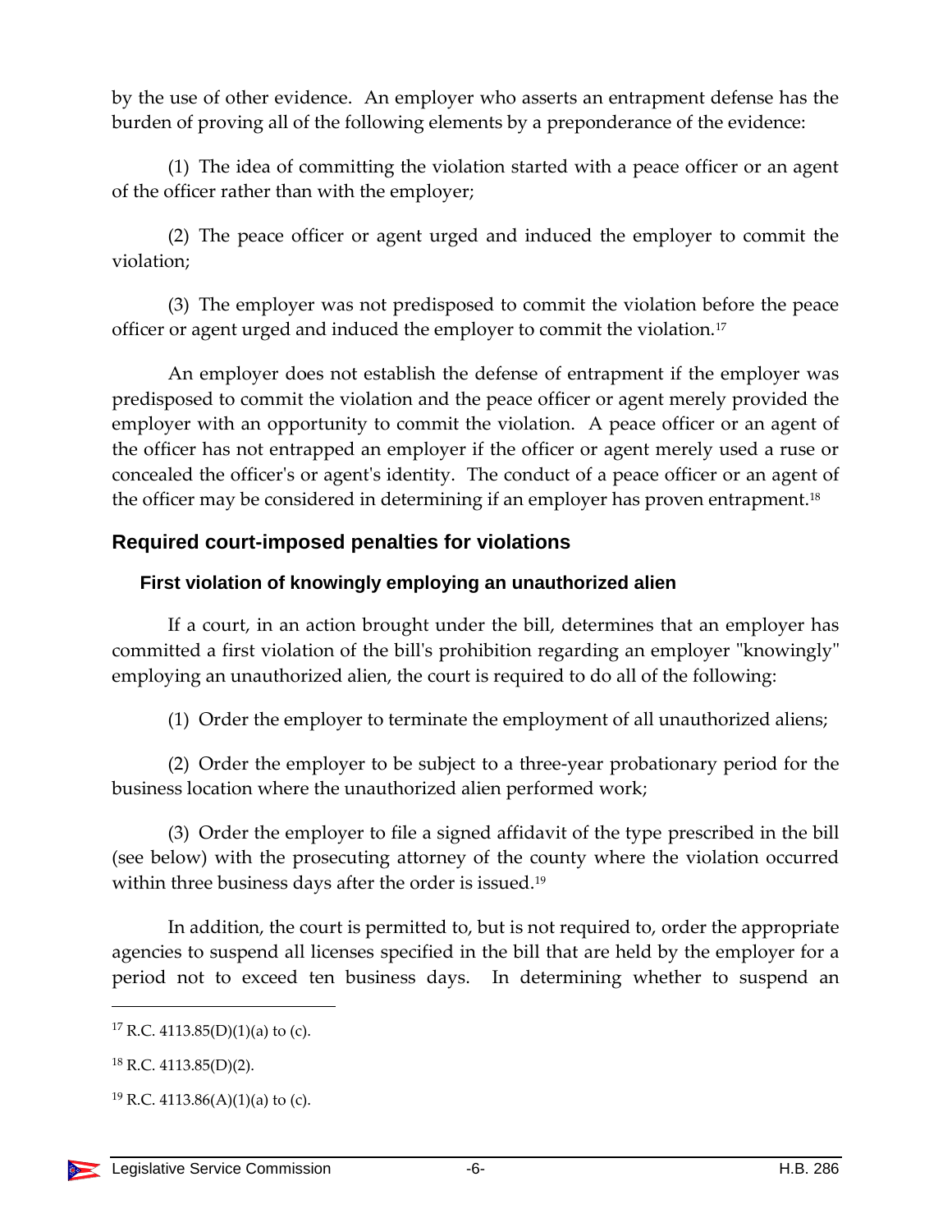by the use of other evidence. An employer who asserts an entrapment defense has the burden of proving all of the following elements by a preponderance of the evidence:

(1) The idea of committing the violation started with a peace officer or an agent of the officer rather than with the employer;

(2) The peace officer or agent urged and induced the employer to commit the violation;

(3) The employer was not predisposed to commit the violation before the peace officer or agent urged and induced the employer to commit the violation.[17]

An employer does not establish the defense of entrapment if the employer was predisposed to commit the violation and the peace officer or agent merely provided the employer with an opportunity to commit the violation. A peace officer or an agent of the officer has not entrapped an employer if the officer or agent merely used a ruse or concealed the officer's or agent's identity. The conduct of a peace officer or an agent of the officer may be considered in determining if an employer has proven entrapment.[18]

## Required court-imposed penalties for violations

### First violation of knowingly employing an unauthorized alien

If a court, in an action brought under the bill, determines that an employer has committed a first violation of the bill's prohibition regarding an employer "knowingly" employing an unauthorized alien, the court is required to do all of the following:

(1) Order the employer to terminate the employment of all unauthorized aliens;

(2) Order the employer to be subject to a three-year probationary period for the business location where the unauthorized alien performed work;

(3) Order the employer to file a signed affidavit of the type prescribed in the bill (see below) with the prosecuting attorney of the county where the violation occurred within three business days after the order is issued.[19]

In addition, the court is permitted to, but is not required to, order the appropriate agencies to suspend all licenses specified in the bill that are held by the employer for a period not to exceed ten business days. In determining whether to suspend an

---

[17] R.C. 4113.85(D)(1)(a) to (c).

[18] R.C. 4113.85(D)(2).

[19] R.C. 4113.86(A)(1)(a) to (c).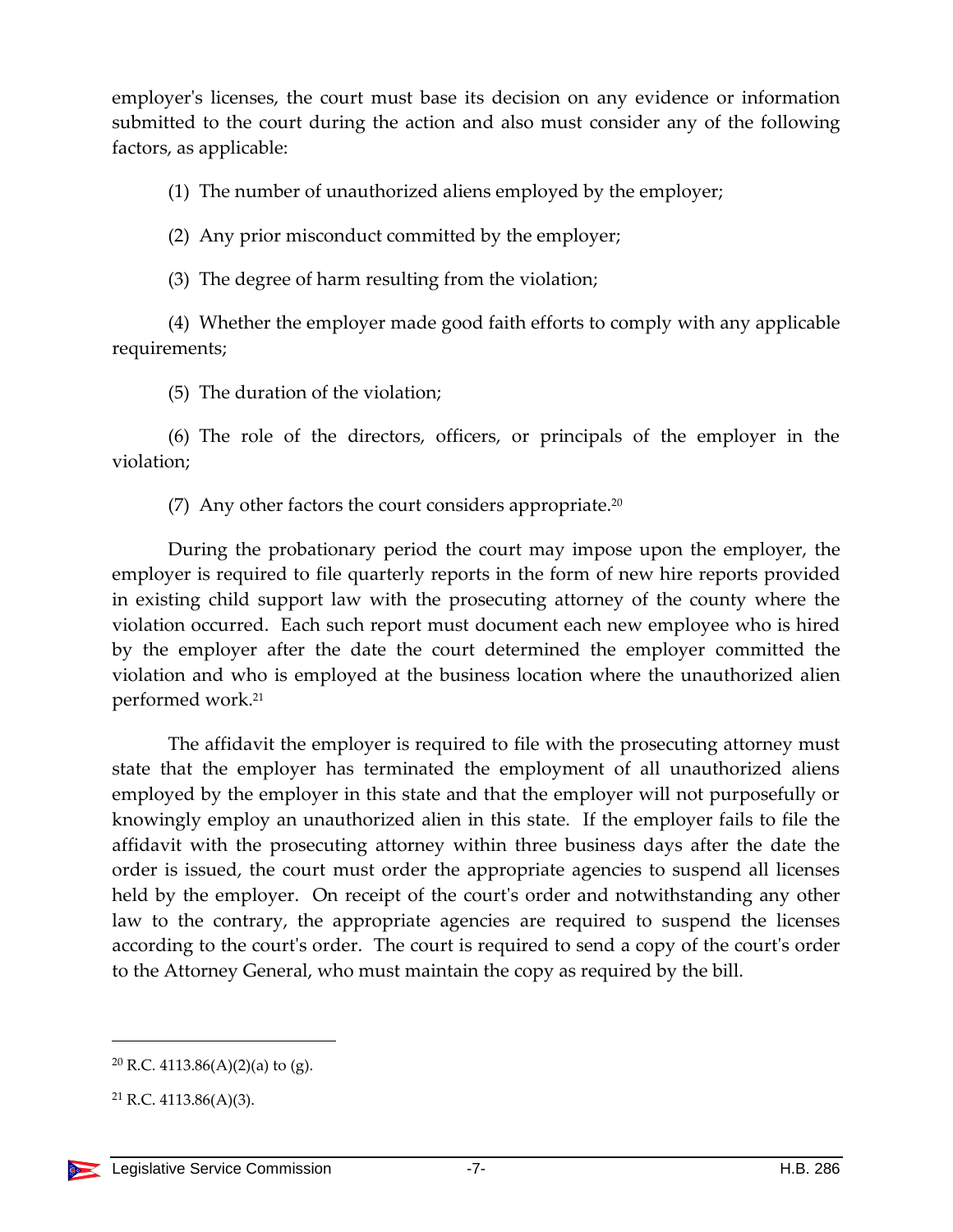employer's licenses, the court must base its decision on any evidence or information submitted to the court during the action and also must consider any of the following factors, as applicable:

(1) The number of unauthorized aliens employed by the employer;

(2) Any prior misconduct committed by the employer;

(3) The degree of harm resulting from the violation;

(4) Whether the employer made good faith efforts to comply with any applicable requirements;

(5) The duration of the violation;

(6) The role of the directors, officers, or principals of the employer in the violation;

(7) Any other factors the court considers appropriate.[20]

During the probationary period the court may impose upon the employer, the employer is required to file quarterly reports in the form of new hire reports provided in existing child support law with the prosecuting attorney of the county where the violation occurred. Each such report must document each new employee who is hired by the employer after the date the court determined the employer committed the violation and who is employed at the business location where the unauthorized alien performed work.[21]

The affidavit the employer is required to file with the prosecuting attorney must state that the employer has terminated the employment of all unauthorized aliens employed by the employer in this state and that the employer will not purposefully or knowingly employ an unauthorized alien in this state. If the employer fails to file the affidavit with the prosecuting attorney within three business days after the date the order is issued, the court must order the appropriate agencies to suspend all licenses held by the employer. On receipt of the court's order and notwithstanding any other law to the contrary, the appropriate agencies are required to suspend the licenses according to the court's order. The court is required to send a copy of the court's order to the Attorney General, who must maintain the copy as required by the bill.

---

[20] R.C. 4113.86(A)(2)(a) to (g).

[21] R.C. 4113.86(A)(3).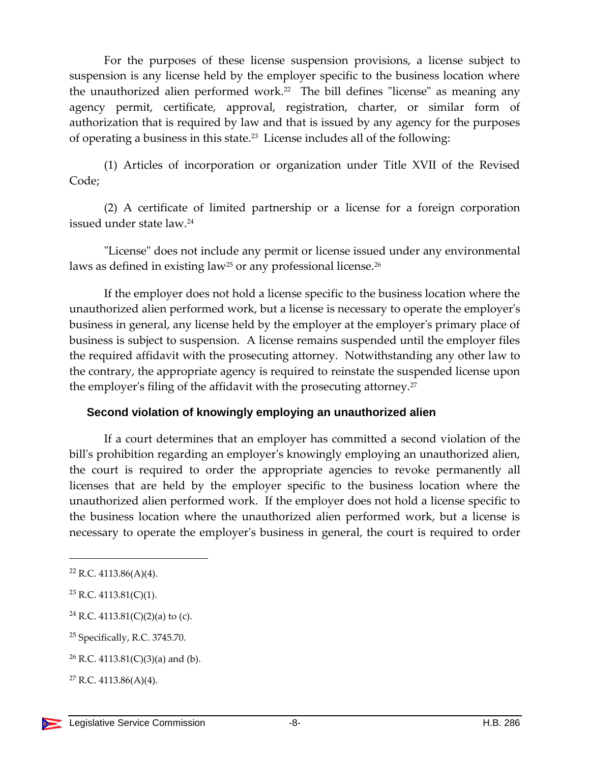For the purposes of these license suspension provisions, a license subject to suspension is any license held by the employer specific to the business location where the unauthorized alien performed work.[22] The bill defines "license" as meaning any agency permit, certificate, approval, registration, charter, or similar form of authorization that is required by law and that is issued by any agency for the purposes of operating a business in this state.[23] License includes all of the following:

(1) Articles of incorporation or organization under Title XVII of the Revised Code;

(2) A certificate of limited partnership or a license for a foreign corporation issued under state law.[24]

"License" does not include any permit or license issued under any environmental laws as defined in existing law[25] or any professional license.[26]

If the employer does not hold a license specific to the business location where the unauthorized alien performed work, but a license is necessary to operate the employer's business in general, any license held by the employer at the employer's primary place of business is subject to suspension. A license remains suspended until the employer files the required affidavit with the prosecuting attorney. Notwithstanding any other law to the contrary, the appropriate agency is required to reinstate the suspended license upon the employer's filing of the affidavit with the prosecuting attorney.[27]

### Second violation of knowingly employing an unauthorized alien

If a court determines that an employer has committed a second violation of the bill's prohibition regarding an employer's knowingly employing an unauthorized alien, the court is required to order the appropriate agencies to revoke permanently all licenses that are held by the employer specific to the business location where the unauthorized alien performed work. If the employer does not hold a license specific to the business location where the unauthorized alien performed work, but a license is necessary to operate the employer's business in general, the court is required to order

---

[22] R.C. 4113.86(A)(4).

[23] R.C. 4113.81(C)(1).

[24] R.C. 4113.81(C)(2)(a) to (c).

[25] Specifically, R.C. 3745.70.

[26] R.C. 4113.81(C)(3)(a) and (b).

[27] R.C. 4113.86(A)(4).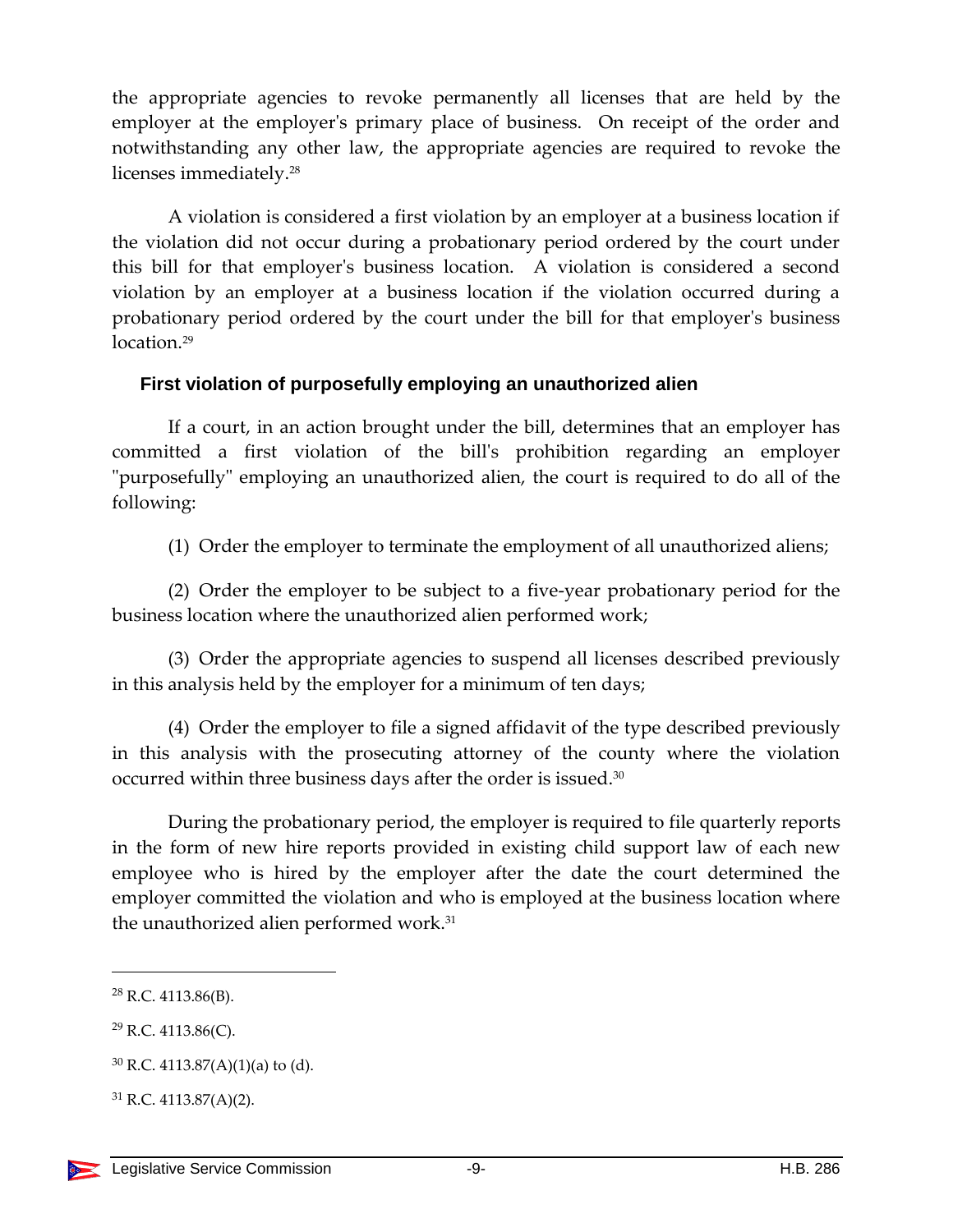the appropriate agencies to revoke permanently all licenses that are held by the employer at the employer's primary place of business. On receipt of the order and notwithstanding any other law, the appropriate agencies are required to revoke the licenses immediately.[28]

A violation is considered a first violation by an employer at a business location if the violation did not occur during a probationary period ordered by the court under this bill for that employer's business location. A violation is considered a second violation by an employer at a business location if the violation occurred during a probationary period ordered by the court under the bill for that employer's business location.[29]

### First violation of purposefully employing an unauthorized alien

If a court, in an action brought under the bill, determines that an employer has committed a first violation of the bill's prohibition regarding an employer "purposefully" employing an unauthorized alien, the court is required to do all of the following:

(1) Order the employer to terminate the employment of all unauthorized aliens;

(2) Order the employer to be subject to a five-year probationary period for the business location where the unauthorized alien performed work;

(3) Order the appropriate agencies to suspend all licenses described previously in this analysis held by the employer for a minimum of ten days;

(4) Order the employer to file a signed affidavit of the type described previously in this analysis with the prosecuting attorney of the county where the violation occurred within three business days after the order is issued.[30]

During the probationary period, the employer is required to file quarterly reports in the form of new hire reports provided in existing child support law of each new employee who is hired by the employer after the date the court determined the employer committed the violation and who is employed at the business location where the unauthorized alien performed work.[31]

---

[28] R.C. 4113.86(B).

[29] R.C. 4113.86(C).

[30] R.C. 4113.87(A)(1)(a) to (d).

[31] R.C. 4113.87(A)(2).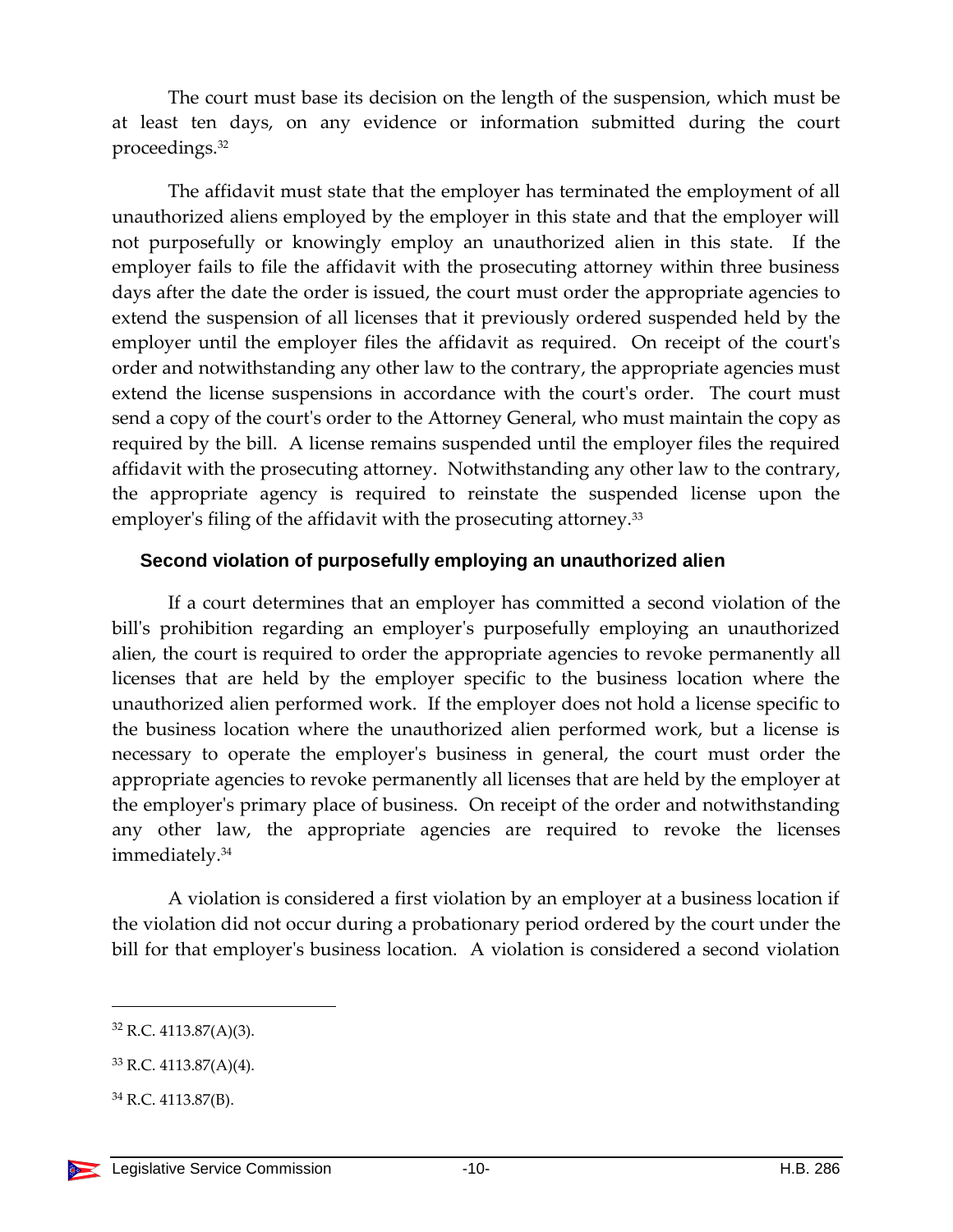The court must base its decision on the length of the suspension, which must be at least ten days, on any evidence or information submitted during the court proceedings.[32]

The affidavit must state that the employer has terminated the employment of all unauthorized aliens employed by the employer in this state and that the employer will not purposefully or knowingly employ an unauthorized alien in this state. If the employer fails to file the affidavit with the prosecuting attorney within three business days after the date the order is issued, the court must order the appropriate agencies to extend the suspension of all licenses that it previously ordered suspended held by the employer until the employer files the affidavit as required. On receipt of the court's order and notwithstanding any other law to the contrary, the appropriate agencies must extend the license suspensions in accordance with the court's order. The court must send a copy of the court's order to the Attorney General, who must maintain the copy as required by the bill. A license remains suspended until the employer files the required affidavit with the prosecuting attorney. Notwithstanding any other law to the contrary, the appropriate agency is required to reinstate the suspended license upon the employer's filing of the affidavit with the prosecuting attorney.[33]

### Second violation of purposefully employing an unauthorized alien

If a court determines that an employer has committed a second violation of the bill's prohibition regarding an employer's purposefully employing an unauthorized alien, the court is required to order the appropriate agencies to revoke permanently all licenses that are held by the employer specific to the business location where the unauthorized alien performed work. If the employer does not hold a license specific to the business location where the unauthorized alien performed work, but a license is necessary to operate the employer's business in general, the court must order the appropriate agencies to revoke permanently all licenses that are held by the employer at the employer's primary place of business. On receipt of the order and notwithstanding any other law, the appropriate agencies are required to revoke the licenses immediately.[34]

A violation is considered a first violation by an employer at a business location if the violation did not occur during a probationary period ordered by the court under the bill for that employer's business location. A violation is considered a second violation

---

[32] R.C. 4113.87(A)(3).

[33] R.C. 4113.87(A)(4).

[34] R.C. 4113.87(B).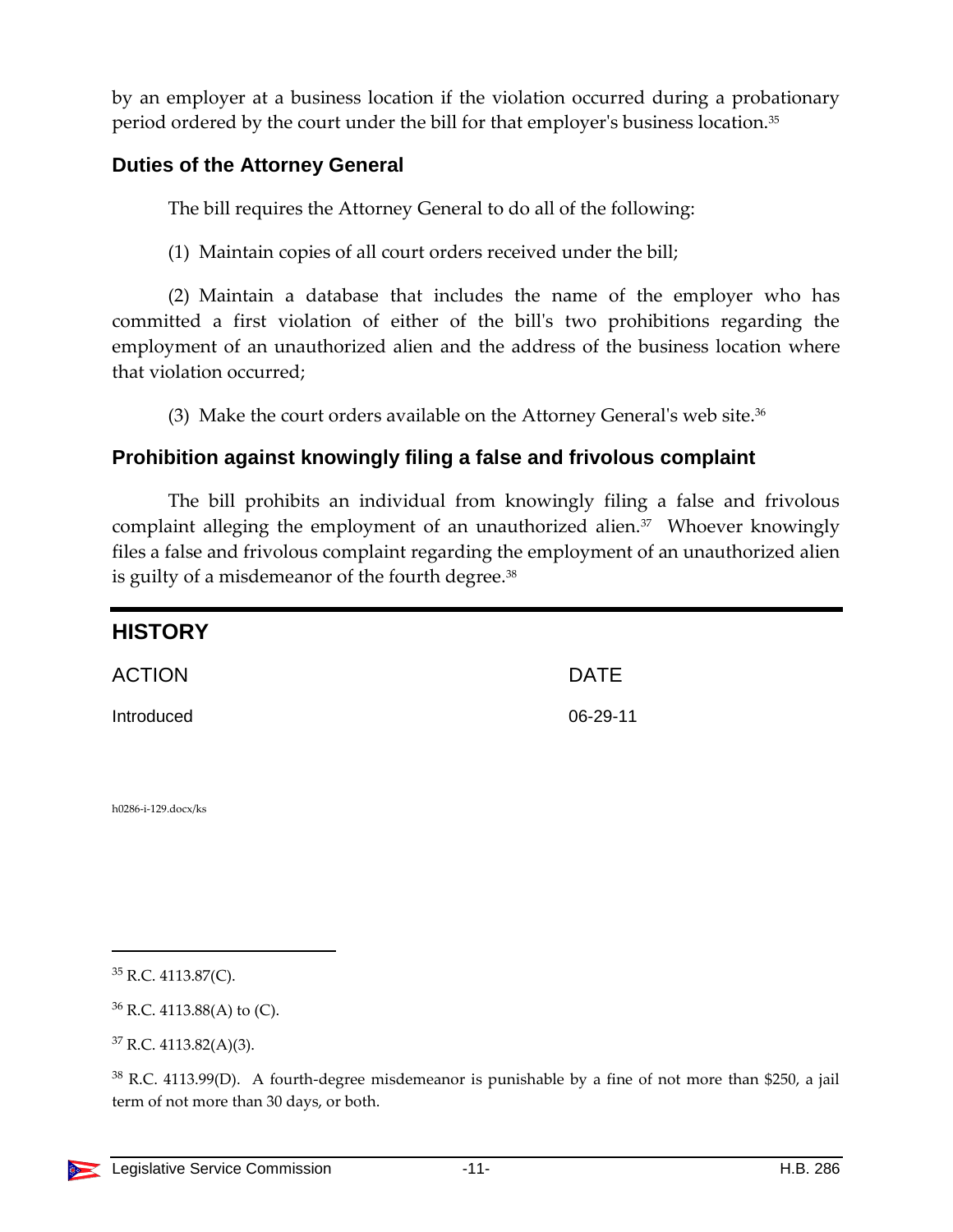by an employer at a business location if the violation occurred during a probationary period ordered by the court under the bill for that employer's business location.[35]

## Duties of the Attorney General

The bill requires the Attorney General to do all of the following:

(1) Maintain copies of all court orders received under the bill;

(2) Maintain a database that includes the name of the employer who has committed a first violation of either of the bill's two prohibitions regarding the employment of an unauthorized alien and the address of the business location where that violation occurred;

(3) Make the court orders available on the Attorney General's web site.[36]

## Prohibition against knowingly filing a false and frivolous complaint

The bill prohibits an individual from knowingly filing a false and frivolous complaint alleging the employment of an unauthorized alien.[37] Whoever knowingly files a false and frivolous complaint regarding the employment of an unauthorized alien is guilty of a misdemeanor of the fourth degree.[38]

## HISTORY

| ACTION | DATE |
| --- | --- |
| Introduced | 06-29-11 |

h0286-i-129.docx/ks

---

[35] R.C. 4113.87(C).

[36] R.C. 4113.88(A) to (C).

[37] R.C. 4113.82(A)(3).

[38] R.C. 4113.99(D). A fourth-degree misdemeanor is punishable by a fine of not more than $250, a jail term of not more than 30 days, or both.